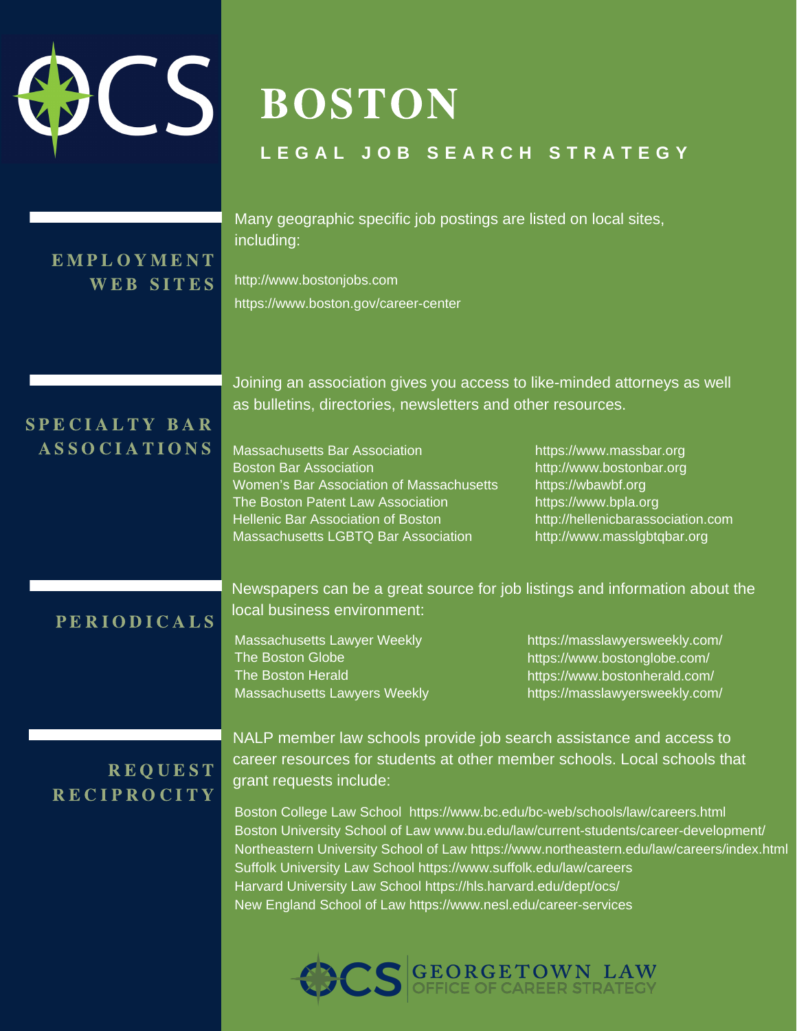# BOSTON

## LEGAL JOB SEARCH STRATEGY

## EMPLOYMENT WEB SITES

Many geographic specific job postings are listed on local sites, including:

http://www.bostonjobs.com
https://www.boston.gov/career-center

## SPECIALTY BAR ASSOCIATIONS

Joining an association gives you access to like-minded attorneys as well as bulletins, directories, newsletters and other resources.

| | |
|---|---|
| Massachusetts Bar Association | https://www.massbar.org |
| Boston Bar Association | http://www.bostonbar.org |
| Women's Bar Association of Massachusetts | https://wbawbf.org |
| The Boston Patent Law Association | https://www.bpla.org |
| Hellenic Bar Association of Boston | http://hellenicbarassociation.com |
| Massachusetts LGBTQ Bar Association | http://www.masslgbtqbar.org |

## PERIODICALS

Newspapers can be a great source for job listings and information about the local business environment:

| | |
|---|---|
| Massachusetts Lawyer Weekly | https://masslawyersweekly.com/ |
| The Boston Globe | https://www.bostonglobe.com/ |
| The Boston Herald | https://www.bostonherald.com/ |
| Massachusetts Lawyers Weekly | https://masslawyersweekly.com/ |

## REQUEST RECIPROCITY

NALP member law schools provide job search assistance and access to career resources for students at other member schools. Local schools that grant requests include:

Boston College Law School https://www.bc.edu/bc-web/schools/law/careers.html
Boston University School of Law www.bu.edu/law/current-students/career-development/
Northeastern University School of Law https://www.northeastern.edu/law/careers/index.html
Suffolk University Law School https://www.suffolk.edu/law/careers
Harvard University Law School https://hls.harvard.edu/dept/ocs/
New England School of Law https://www.nesl.edu/career-services

OCS | GEORGETOWN LAW OFFICE OF CAREER STRATEGY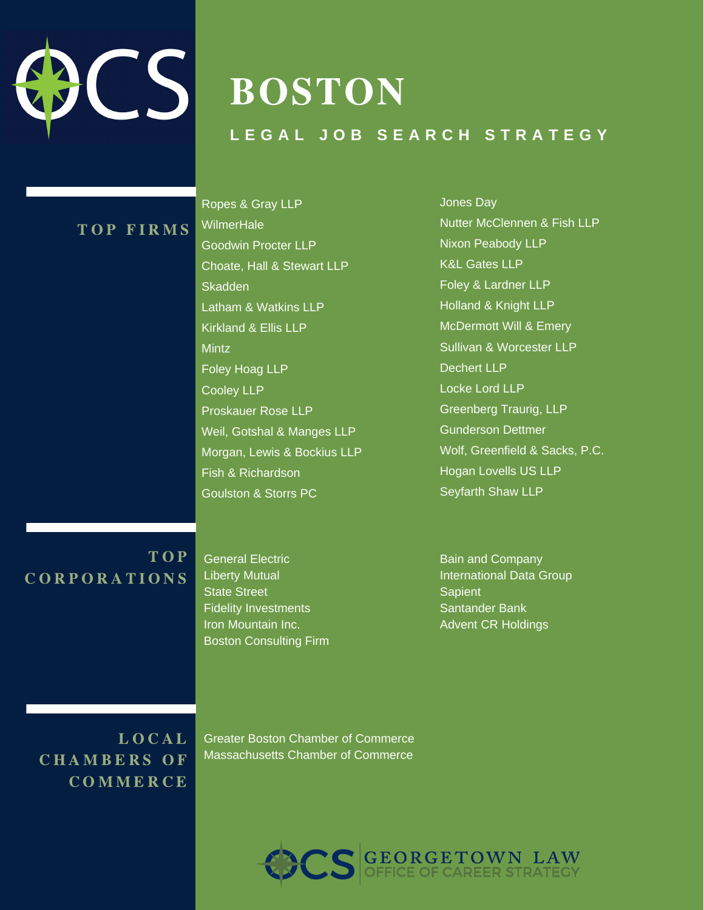# BOSTON

## LEGAL JOB SEARCH STRATEGY

### TOP FIRMS

- Ropes & Gray LLP
- WilmerHale
- Goodwin Procter LLP
- Choate, Hall & Stewart LLP
- Skadden
- Latham & Watkins LLP
- Kirkland & Ellis LLP
- Mintz
- Foley Hoag LLP
- Cooley LLP
- Proskauer Rose LLP
- Weil, Gotshal & Manges LLP
- Morgan, Lewis & Bockius LLP
- Fish & Richardson
- Goulston & Storrs PC
- Jones Day
- Nutter McClennen & Fish LLP
- Nixon Peabody LLP
- K&L Gates LLP
- Foley & Lardner LLP
- Holland & Knight LLP
- McDermott Will & Emery
- Sullivan & Worcester LLP
- Dechert LLP
- Locke Lord LLP
- Greenberg Traurig, LLP
- Gunderson Dettmer
- Wolf, Greenfield & Sacks, P.C.
- Hogan Lovells US LLP
- Seyfarth Shaw LLP

### TOP CORPORATIONS

- General Electric
- Liberty Mutual
- State Street
- Fidelity Investments
- Iron Mountain Inc.
- Boston Consulting Firm
- Bain and Company
- International Data Group
- Sapient
- Santander Bank
- Advent CR Holdings

### LOCAL CHAMBERS OF COMMERCE

- Greater Boston Chamber of Commerce
- Massachusetts Chamber of Commerce

GEORGETOWN LAW OFFICE OF CAREER STRATEGY